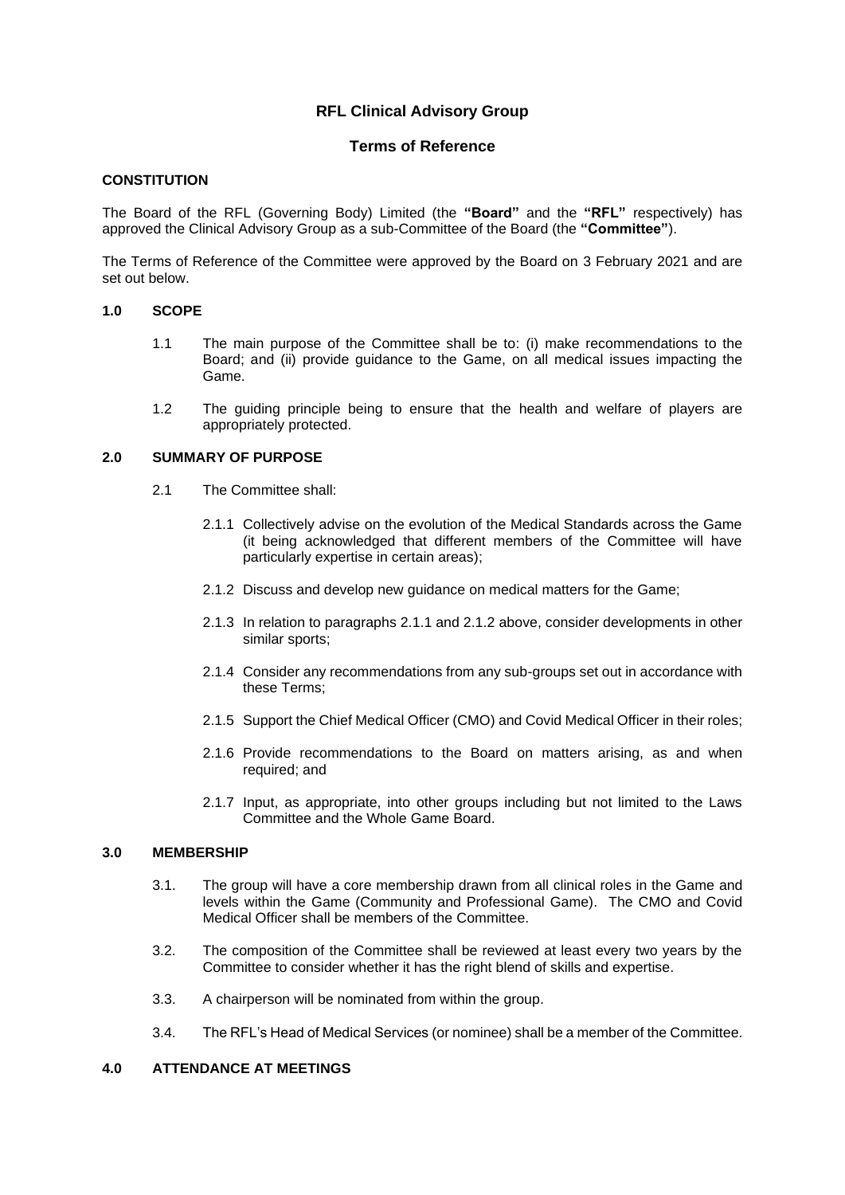# RFL Clinical Advisory Group

## Terms of Reference

### CONSTITUTION

The Board of the RFL (Governing Body) Limited (the **"Board"** and the **"RFL"** respectively) has approved the Clinical Advisory Group as a sub-Committee of the Board (the **"Committee"**).

The Terms of Reference of the Committee were approved by the Board on 3 February 2021 and are set out below.

### 1.0 SCOPE

1.1 The main purpose of the Committee shall be to: (i) make recommendations to the Board; and (ii) provide guidance to the Game, on all medical issues impacting the Game.

1.2 The guiding principle being to ensure that the health and welfare of players are appropriately protected.

### 2.0 SUMMARY OF PURPOSE

2.1 The Committee shall:

2.1.1 Collectively advise on the evolution of the Medical Standards across the Game (it being acknowledged that different members of the Committee will have particularly expertise in certain areas);

2.1.2 Discuss and develop new guidance on medical matters for the Game;

2.1.3 In relation to paragraphs 2.1.1 and 2.1.2 above, consider developments in other similar sports;

2.1.4 Consider any recommendations from any sub-groups set out in accordance with these Terms;

2.1.5 Support the Chief Medical Officer (CMO) and Covid Medical Officer in their roles;

2.1.6 Provide recommendations to the Board on matters arising, as and when required; and

2.1.7 Input, as appropriate, into other groups including but not limited to the Laws Committee and the Whole Game Board.

### 3.0 MEMBERSHIP

3.1. The group will have a core membership drawn from all clinical roles in the Game and levels within the Game (Community and Professional Game). The CMO and Covid Medical Officer shall be members of the Committee.

3.2. The composition of the Committee shall be reviewed at least every two years by the Committee to consider whether it has the right blend of skills and expertise.

3.3. A chairperson will be nominated from within the group.

3.4. The RFL's Head of Medical Services (or nominee) shall be a member of the Committee.

### 4.0 ATTENDANCE AT MEETINGS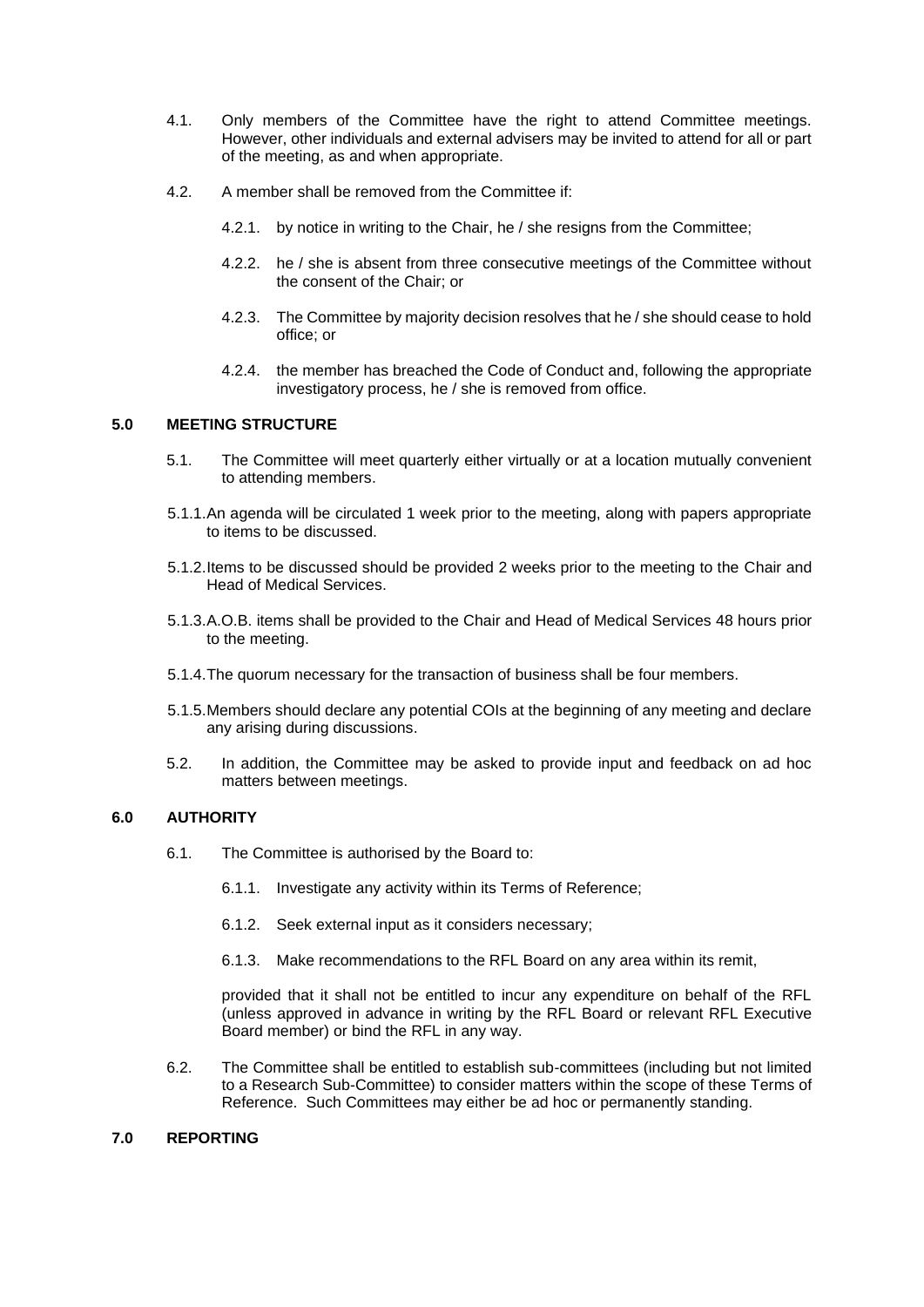4.1. Only members of the Committee have the right to attend Committee meetings. However, other individuals and external advisers may be invited to attend for all or part of the meeting, as and when appropriate.

4.2. A member shall be removed from the Committee if:

4.2.1. by notice in writing to the Chair, he / she resigns from the Committee;

4.2.2. he / she is absent from three consecutive meetings of the Committee without the consent of the Chair; or

4.2.3. The Committee by majority decision resolves that he / she should cease to hold office; or

4.2.4. the member has breached the Code of Conduct and, following the appropriate investigatory process, he / she is removed from office.

## 5.0 MEETING STRUCTURE

5.1. The Committee will meet quarterly either virtually or at a location mutually convenient to attending members.

5.1.1. An agenda will be circulated 1 week prior to the meeting, along with papers appropriate to items to be discussed.

5.1.2. Items to be discussed should be provided 2 weeks prior to the meeting to the Chair and Head of Medical Services.

5.1.3. A.O.B. items shall be provided to the Chair and Head of Medical Services 48 hours prior to the meeting.

5.1.4. The quorum necessary for the transaction of business shall be four members.

5.1.5. Members should declare any potential COIs at the beginning of any meeting and declare any arising during discussions.

5.2. In addition, the Committee may be asked to provide input and feedback on ad hoc matters between meetings.

## 6.0 AUTHORITY

6.1. The Committee is authorised by the Board to:

6.1.1. Investigate any activity within its Terms of Reference;

6.1.2. Seek external input as it considers necessary;

6.1.3. Make recommendations to the RFL Board on any area within its remit,

provided that it shall not be entitled to incur any expenditure on behalf of the RFL (unless approved in advance in writing by the RFL Board or relevant RFL Executive Board member) or bind the RFL in any way.

6.2. The Committee shall be entitled to establish sub-committees (including but not limited to a Research Sub-Committee) to consider matters within the scope of these Terms of Reference. Such Committees may either be ad hoc or permanently standing.

## 7.0 REPORTING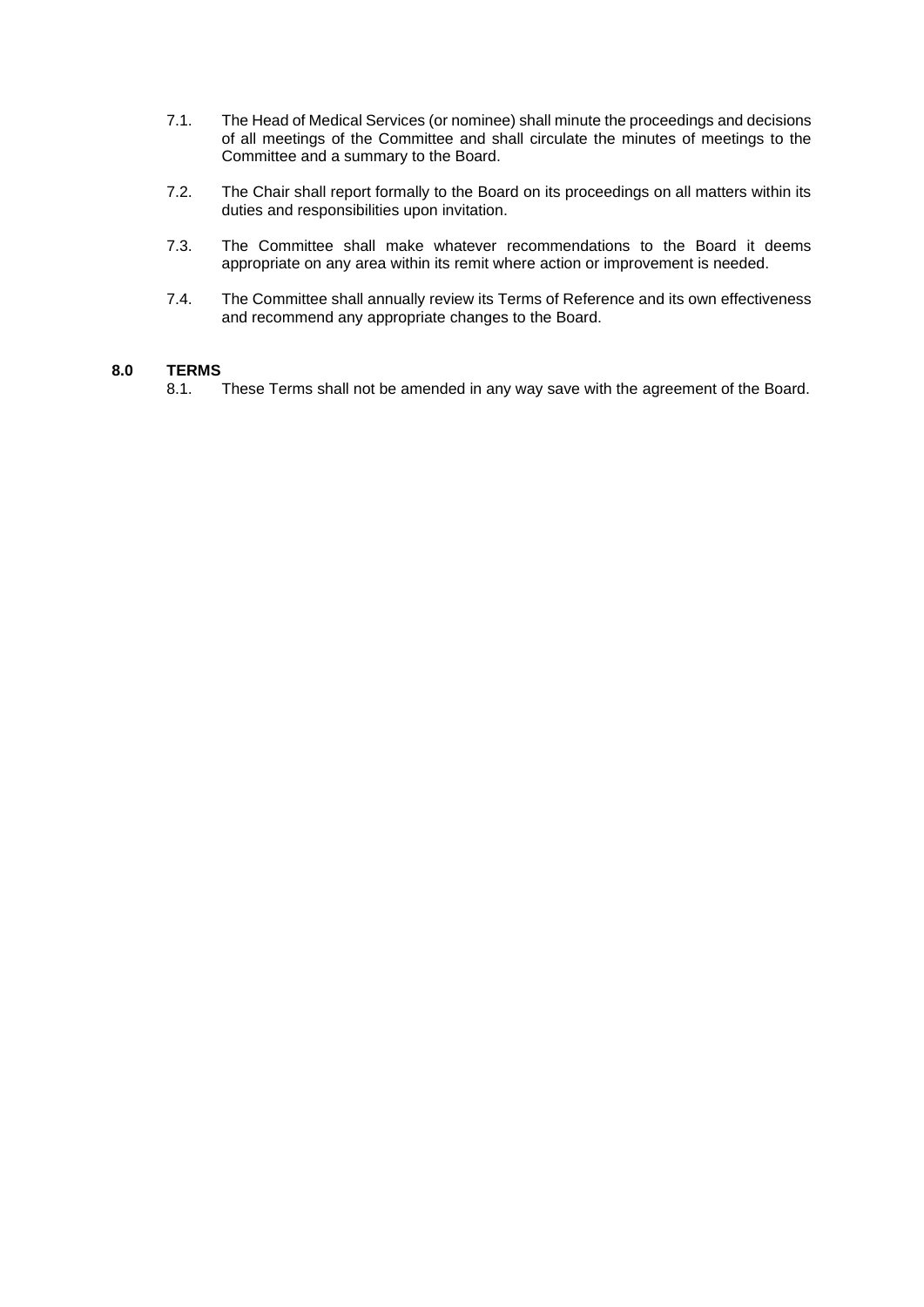7.1. The Head of Medical Services (or nominee) shall minute the proceedings and decisions of all meetings of the Committee and shall circulate the minutes of meetings to the Committee and a summary to the Board.

7.2. The Chair shall report formally to the Board on its proceedings on all matters within its duties and responsibilities upon invitation.

7.3. The Committee shall make whatever recommendations to the Board it deems appropriate on any area within its remit where action or improvement is needed.

7.4. The Committee shall annually review its Terms of Reference and its own effectiveness and recommend any appropriate changes to the Board.

## 8.0 TERMS

8.1. These Terms shall not be amended in any way save with the agreement of the Board.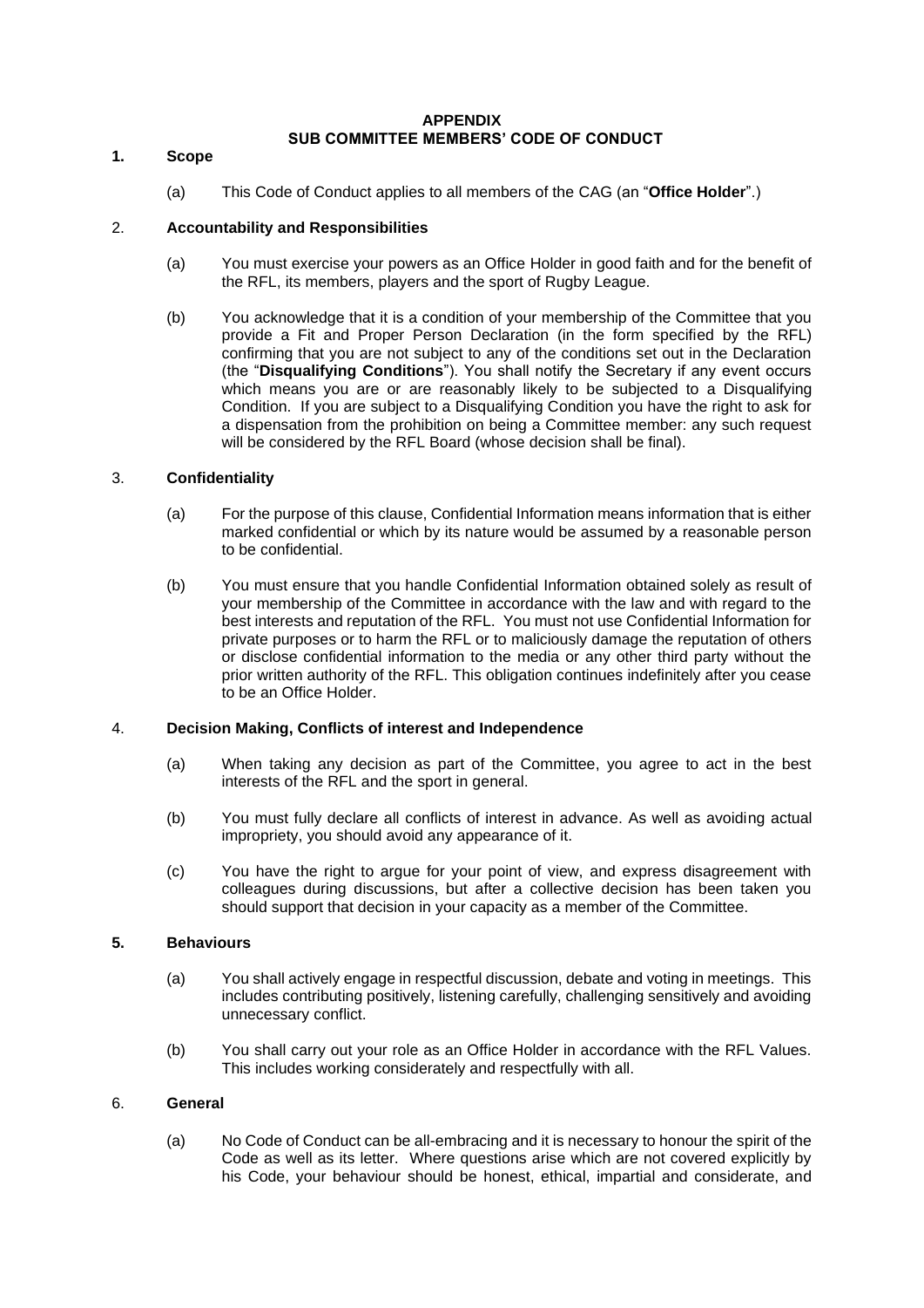# APPENDIX
## SUB COMMITTEE MEMBERS' CODE OF CONDUCT

**1. Scope**

(a) This Code of Conduct applies to all members of the CAG (an "**Office Holder**".)

2. **Accountability and Responsibilities**

(a) You must exercise your powers as an Office Holder in good faith and for the benefit of the RFL, its members, players and the sport of Rugby League.

(b) You acknowledge that it is a condition of your membership of the Committee that you provide a Fit and Proper Person Declaration (in the form specified by the RFL) confirming that you are not subject to any of the conditions set out in the Declaration (the "**Disqualifying Conditions**"). You shall notify the Secretary if any event occurs which means you are or are reasonably likely to be subjected to a Disqualifying Condition. If you are subject to a Disqualifying Condition you have the right to ask for a dispensation from the prohibition on being a Committee member: any such request will be considered by the RFL Board (whose decision shall be final).

3. **Confidentiality**

(a) For the purpose of this clause, Confidential Information means information that is either marked confidential or which by its nature would be assumed by a reasonable person to be confidential.

(b) You must ensure that you handle Confidential Information obtained solely as result of your membership of the Committee in accordance with the law and with regard to the best interests and reputation of the RFL. You must not use Confidential Information for private purposes or to harm the RFL or to maliciously damage the reputation of others or disclose confidential information to the media or any other third party without the prior written authority of the RFL. This obligation continues indefinitely after you cease to be an Office Holder.

4. **Decision Making, Conflicts of interest and Independence**

(a) When taking any decision as part of the Committee, you agree to act in the best interests of the RFL and the sport in general.

(b) You must fully declare all conflicts of interest in advance. As well as avoiding actual impropriety, you should avoid any appearance of it.

(c) You have the right to argue for your point of view, and express disagreement with colleagues during discussions, but after a collective decision has been taken you should support that decision in your capacity as a member of the Committee.

**5. Behaviours**

(a) You shall actively engage in respectful discussion, debate and voting in meetings. This includes contributing positively, listening carefully, challenging sensitively and avoiding unnecessary conflict.

(b) You shall carry out your role as an Office Holder in accordance with the RFL Values. This includes working considerately and respectfully with all.

6. **General**

(a) No Code of Conduct can be all-embracing and it is necessary to honour the spirit of the Code as well as its letter. Where questions arise which are not covered explicitly by his Code, your behaviour should be honest, ethical, impartial and considerate, and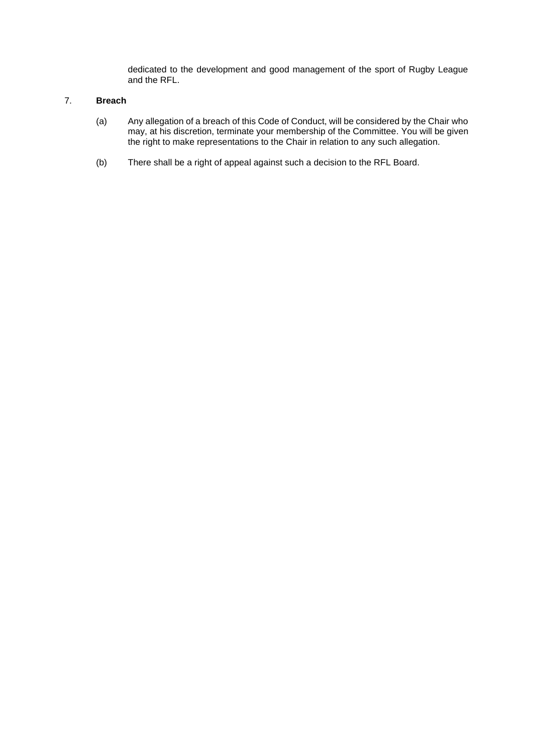dedicated to the development and good management of the sport of Rugby League and the RFL.

7. **Breach**

   (a) Any allegation of a breach of this Code of Conduct, will be considered by the Chair who may, at his discretion, terminate your membership of the Committee. You will be given the right to make representations to the Chair in relation to any such allegation.

   (b) There shall be a right of appeal against such a decision to the RFL Board.